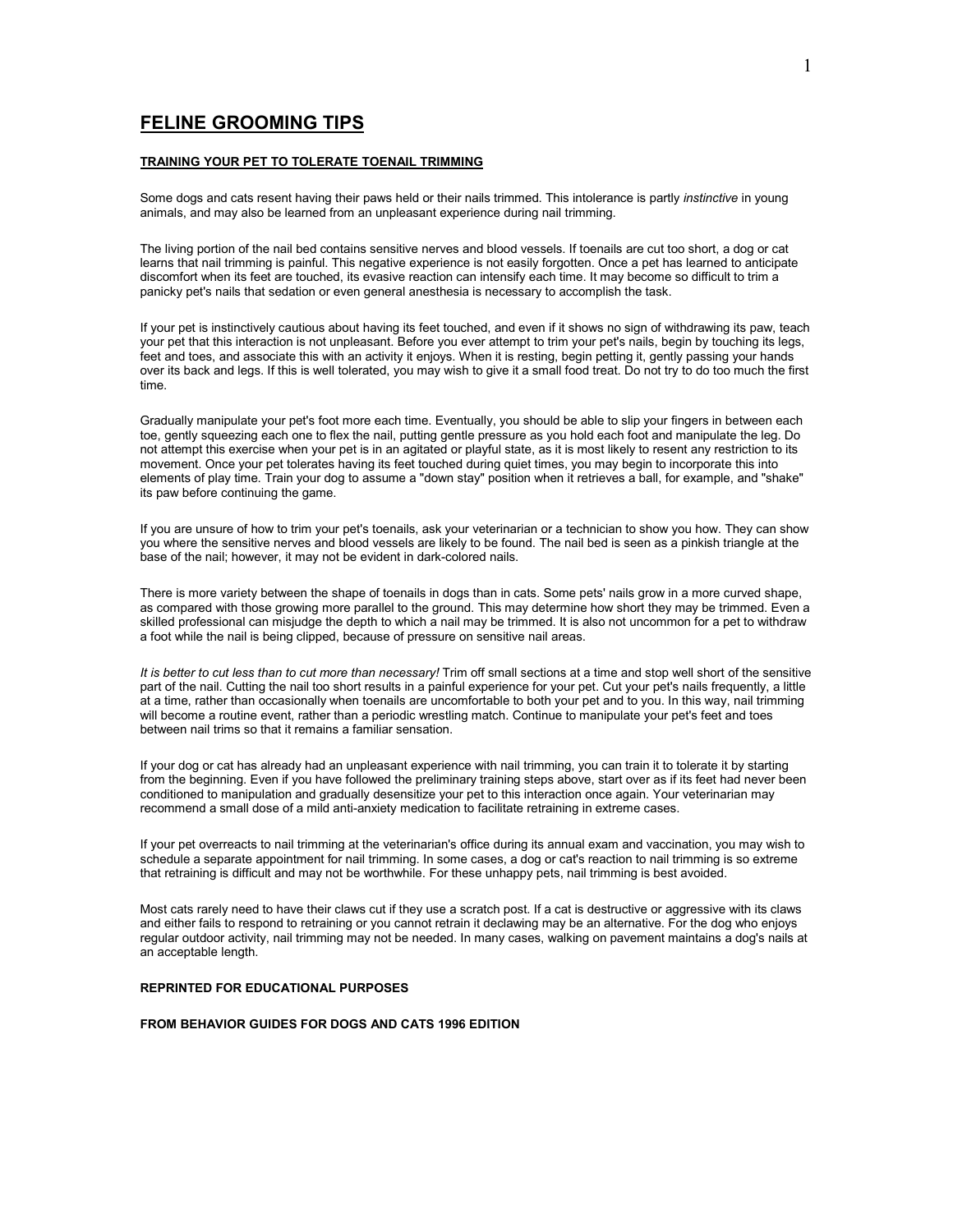# FELINE GROOMING TIPS

## TRAINING YOUR PET TO TOLERATE TOENAIL TRIMMING

Some dogs and cats resent having their paws held or their nails trimmed. This intolerance is partly *instinctive* in young animals, and may also be learned from an unpleasant experience during nail trimming.

The living portion of the nail bed contains sensitive nerves and blood vessels. If toenails are cut too short, a dog or cat learns that nail trimming is painful. This negative experience is not easily forgotten. Once a pet has learned to anticipate discomfort when its feet are touched, its evasive reaction can intensify each time. It may become so difficult to trim a panicky pet's nails that sedation or even general anesthesia is necessary to accomplish the task.

If your pet is instinctively cautious about having its feet touched, and even if it shows no sign of withdrawing its paw, teach your pet that this interaction is not unpleasant. Before you ever attempt to trim your pet's nails, begin by touching its legs, feet and toes, and associate this with an activity it enjoys. When it is resting, begin petting it, gently passing your hands over its back and legs. If this is well tolerated, you may wish to give it a small food treat. Do not try to do too much the first time.

Gradually manipulate your pet's foot more each time. Eventually, you should be able to slip your fingers in between each toe, gently squeezing each one to flex the nail, putting gentle pressure as you hold each foot and manipulate the leg. Do not attempt this exercise when your pet is in an agitated or playful state, as it is most likely to resent any restriction to its movement. Once your pet tolerates having its feet touched during quiet times, you may begin to incorporate this into elements of play time. Train your dog to assume a "down stay" position when it retrieves a ball, for example, and "shake" its paw before continuing the game.

If you are unsure of how to trim your pet's toenails, ask your veterinarian or a technician to show you how. They can show you where the sensitive nerves and blood vessels are likely to be found. The nail bed is seen as a pinkish triangle at the base of the nail; however, it may not be evident in dark-colored nails.

There is more variety between the shape of toenails in dogs than in cats. Some pets' nails grow in a more curved shape, as compared with those growing more parallel to the ground. This may determine how short they may be trimmed. Even a skilled professional can misjudge the depth to which a nail may be trimmed. It is also not uncommon for a pet to withdraw a foot while the nail is being clipped, because of pressure on sensitive nail areas.

*It is better to cut less than to cut more than necessary!* Trim off small sections at a time and stop well short of the sensitive part of the nail. Cutting the nail too short results in a painful experience for your pet. Cut your pet's nails frequently, a little at a time, rather than occasionally when toenails are uncomfortable to both your pet and to you. In this way, nail trimming will become a routine event, rather than a periodic wrestling match. Continue to manipulate your pet's feet and toes between nail trims so that it remains a familiar sensation.

If your dog or cat has already had an unpleasant experience with nail trimming, you can train it to tolerate it by starting from the beginning. Even if you have followed the preliminary training steps above, start over as if its feet had never been conditioned to manipulation and gradually desensitize your pet to this interaction once again. Your veterinarian may recommend a small dose of a mild anti-anxiety medication to facilitate retraining in extreme cases.

If your pet overreacts to nail trimming at the veterinarian's office during its annual exam and vaccination, you may wish to schedule a separate appointment for nail trimming. In some cases, a dog or cat's reaction to nail trimming is so extreme that retraining is difficult and may not be worthwhile. For these unhappy pets, nail trimming is best avoided.

Most cats rarely need to have their claws cut if they use a scratch post. If a cat is destructive or aggressive with its claws and either fails to respond to retraining or you cannot retrain it declawing may be an alternative. For the dog who enjoys regular outdoor activity, nail trimming may not be needed. In many cases, walking on pavement maintains a dog's nails at an acceptable length.

**REPRINTED FOR EDUCATIONAL PURPOSES**

**FROM BEHAVIOR GUIDES FOR DOGS AND CATS 1996 EDITION**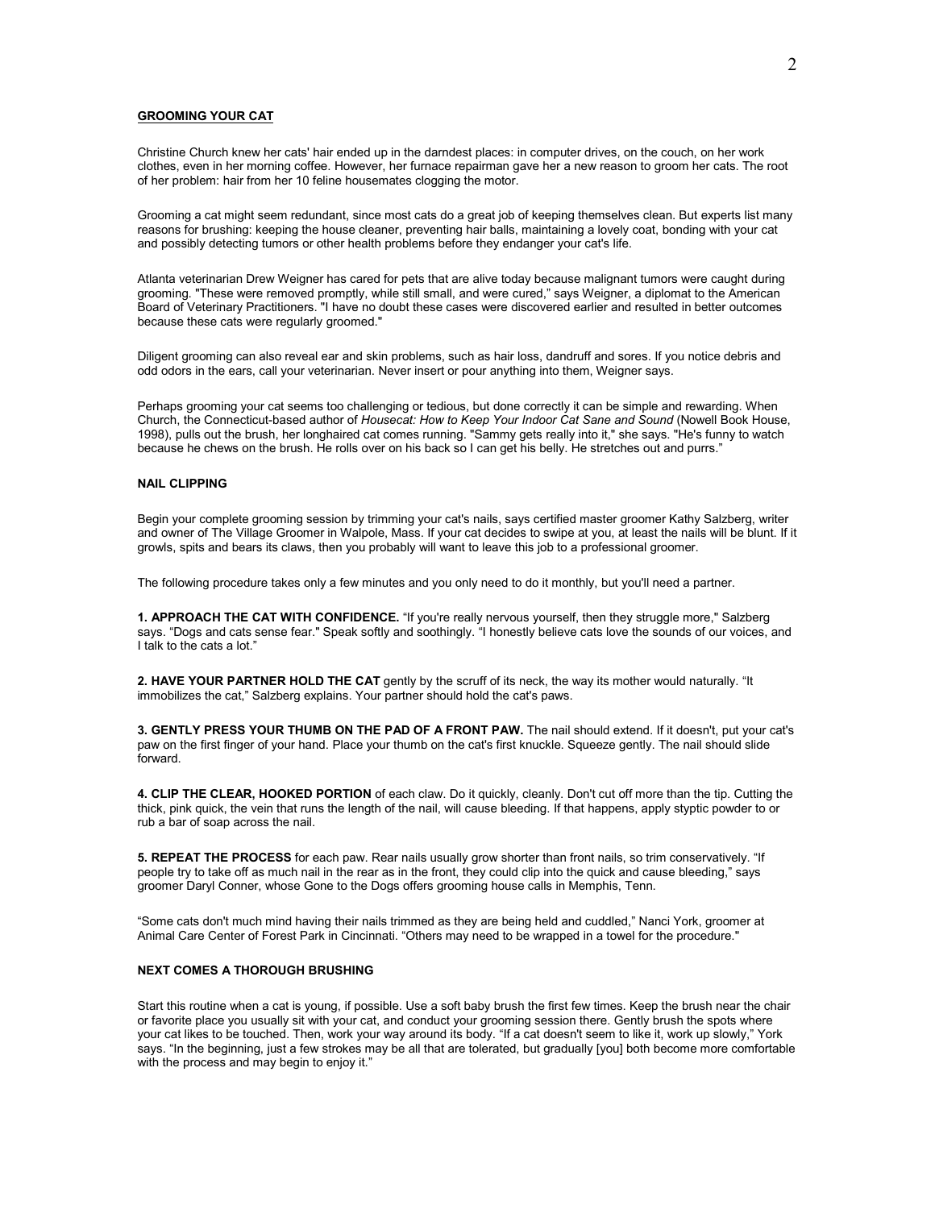## GROOMING YOUR CAT

Christine Church knew her cats' hair ended up in the darndest places: in computer drives, on the couch, on her work clothes, even in her morning coffee. However, her furnace repairman gave her a new reason to groom her cats. The root of her problem: hair from her 10 feline housemates clogging the motor.

Grooming a cat might seem redundant, since most cats do a great job of keeping themselves clean. But experts list many reasons for brushing: keeping the house cleaner, preventing hair balls, maintaining a lovely coat, bonding with your cat and possibly detecting tumors or other health problems before they endanger your cat's life.

Atlanta veterinarian Drew Weigner has cared for pets that are alive today because malignant tumors were caught during grooming. "These were removed promptly, while still small, and were cured," says Weigner, a diplomat to the American Board of Veterinary Practitioners. "I have no doubt these cases were discovered earlier and resulted in better outcomes because these cats were regularly groomed."

Diligent grooming can also reveal ear and skin problems, such as hair loss, dandruff and sores. If you notice debris and odd odors in the ears, call your veterinarian. Never insert or pour anything into them, Weigner says.

Perhaps grooming your cat seems too challenging or tedious, but done correctly it can be simple and rewarding. When Church, the Connecticut-based author of *Housecat: How to Keep Your Indoor Cat Sane and Sound* (Nowell Book House, 1998), pulls out the brush, her longhaired cat comes running. "Sammy gets really into it," she says. "He's funny to watch because he chews on the brush. He rolls over on his back so I can get his belly. He stretches out and purrs."

### NAIL CLIPPING

Begin your complete grooming session by trimming your cat's nails, says certified master groomer Kathy Salzberg, writer and owner of The Village Groomer in Walpole, Mass. If your cat decides to swipe at you, at least the nails will be blunt. If it growls, spits and bears its claws, then you probably will want to leave this job to a professional groomer.

The following procedure takes only a few minutes and you only need to do it monthly, but you'll need a partner.

**1. APPROACH THE CAT WITH CONFIDENCE.** "If you're really nervous yourself, then they struggle more," Salzberg says. "Dogs and cats sense fear." Speak softly and soothingly. "I honestly believe cats love the sounds of our voices, and I talk to the cats a lot."

**2. HAVE YOUR PARTNER HOLD THE CAT** gently by the scruff of its neck, the way its mother would naturally. "It immobilizes the cat," Salzberg explains. Your partner should hold the cat's paws.

**3. GENTLY PRESS YOUR THUMB ON THE PAD OF A FRONT PAW.** The nail should extend. If it doesn't, put your cat's paw on the first finger of your hand. Place your thumb on the cat's first knuckle. Squeeze gently. The nail should slide forward.

**4. CLIP THE CLEAR, HOOKED PORTION** of each claw. Do it quickly, cleanly. Don't cut off more than the tip. Cutting the thick, pink quick, the vein that runs the length of the nail, will cause bleeding. If that happens, apply styptic powder to or rub a bar of soap across the nail.

**5. REPEAT THE PROCESS** for each paw. Rear nails usually grow shorter than front nails, so trim conservatively. "If people try to take off as much nail in the rear as in the front, they could clip into the quick and cause bleeding," says groomer Daryl Conner, whose Gone to the Dogs offers grooming house calls in Memphis, Tenn.

"Some cats don't much mind having their nails trimmed as they are being held and cuddled," Nanci York, groomer at Animal Care Center of Forest Park in Cincinnati. "Others may need to be wrapped in a towel for the procedure."

### NEXT COMES A THOROUGH BRUSHING

Start this routine when a cat is young, if possible. Use a soft baby brush the first few times. Keep the brush near the chair or favorite place you usually sit with your cat, and conduct your grooming session there. Gently brush the spots where your cat likes to be touched. Then, work your way around its body. "If a cat doesn't seem to like it, work up slowly," York says. "In the beginning, just a few strokes may be all that are tolerated, but gradually [you] both become more comfortable with the process and may begin to enjoy it."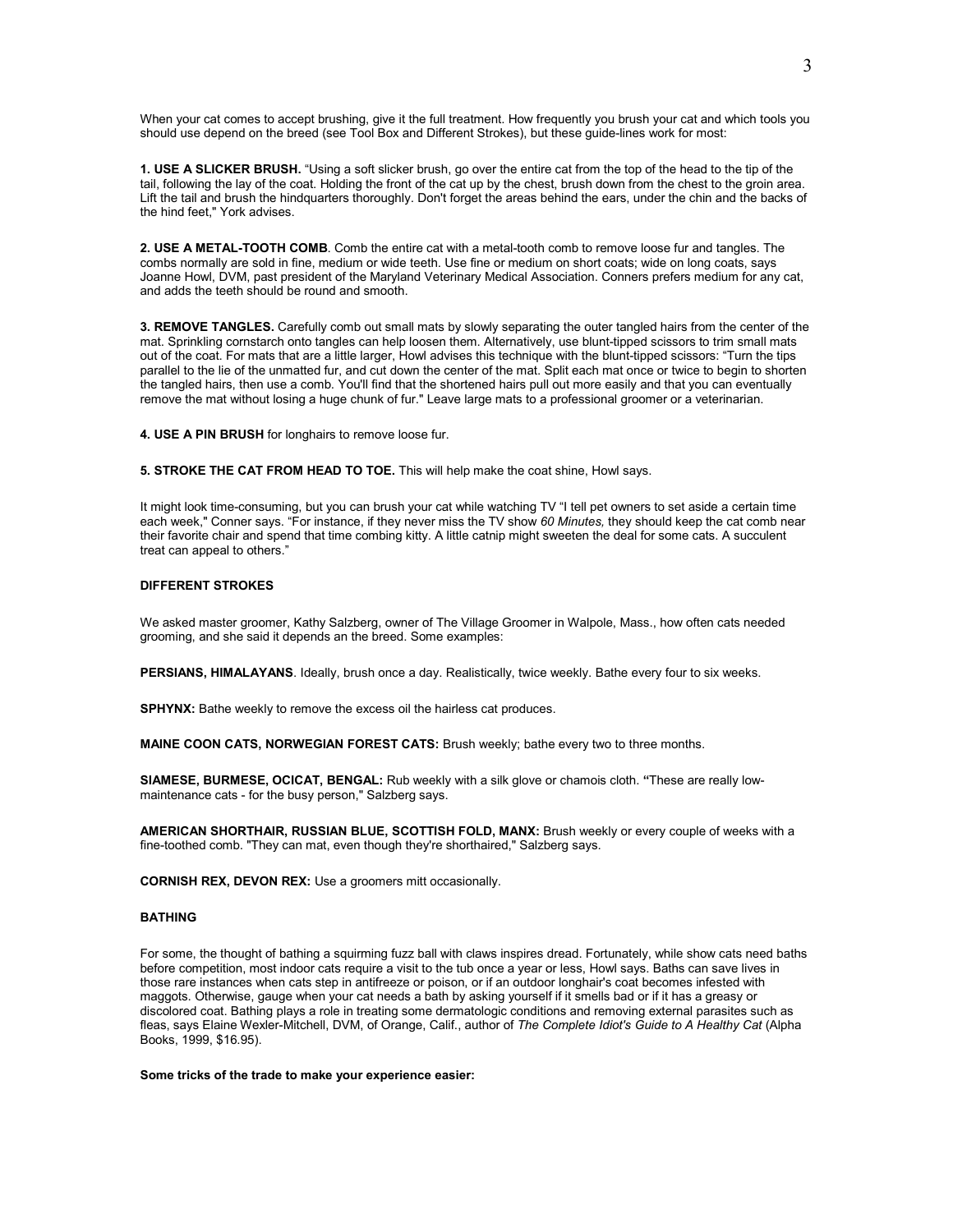When your cat comes to accept brushing, give it the full treatment. How frequently you brush your cat and which tools you should use depend on the breed (see Tool Box and Different Strokes), but these guide-lines work for most:

**1. USE A SLICKER BRUSH.** "Using a soft slicker brush, go over the entire cat from the top of the head to the tip of the tail, following the lay of the coat. Holding the front of the cat up by the chest, brush down from the chest to the groin area. Lift the tail and brush the hindquarters thoroughly. Don't forget the areas behind the ears, under the chin and the backs of the hind feet," York advises.

**2. USE A METAL-TOOTH COMB**. Comb the entire cat with a metal-tooth comb to remove loose fur and tangles. The combs normally are sold in fine, medium or wide teeth. Use fine or medium on short coats; wide on long coats, says Joanne Howl, DVM, past president of the Maryland Veterinary Medical Association. Conners prefers medium for any cat, and adds the teeth should be round and smooth.

**3. REMOVE TANGLES.** Carefully comb out small mats by slowly separating the outer tangled hairs from the center of the mat. Sprinkling cornstarch onto tangles can help loosen them. Alternatively, use blunt-tipped scissors to trim small mats out of the coat. For mats that are a little larger, Howl advises this technique with the blunt-tipped scissors: "Turn the tips parallel to the lie of the unmatted fur, and cut down the center of the mat. Split each mat once or twice to begin to shorten the tangled hairs, then use a comb. You'll find that the shortened hairs pull out more easily and that you can eventually remove the mat without losing a huge chunk of fur." Leave large mats to a professional groomer or a veterinarian.

**4. USE A PIN BRUSH** for longhairs to remove loose fur.

**5. STROKE THE CAT FROM HEAD TO TOE.** This will help make the coat shine, Howl says.

It might look time-consuming, but you can brush your cat while watching TV "I tell pet owners to set aside a certain time each week," Conner says. "For instance, if they never miss the TV show *60 Minutes,* they should keep the cat comb near their favorite chair and spend that time combing kitty. A little catnip might sweeten the deal for some cats. A succulent treat can appeal to others."

**DIFFERENT STROKES**

We asked master groomer, Kathy Salzberg, owner of The Village Groomer in Walpole, Mass., how often cats needed grooming, and she said it depends an the breed. Some examples:

**PERSIANS, HIMALAYANS**. Ideally, brush once a day. Realistically, twice weekly. Bathe every four to six weeks.

**SPHYNX:** Bathe weekly to remove the excess oil the hairless cat produces.

**MAINE COON CATS, NORWEGIAN FOREST CATS:** Brush weekly; bathe every two to three months.

**SIAMESE, BURMESE, OCICAT, BENGAL:** Rub weekly with a silk glove or chamois cloth. **"**These are really low-maintenance cats - for the busy person," Salzberg says.

**AMERICAN SHORTHAIR, RUSSIAN BLUE, SCOTTISH FOLD, MANX:** Brush weekly or every couple of weeks with a fine-toothed comb. "They can mat, even though they're shorthaired," Salzberg says.

**CORNISH REX, DEVON REX:** Use a groomers mitt occasionally.

**BATHING**

For some, the thought of bathing a squirming fuzz ball with claws inspires dread. Fortunately, while show cats need baths before competition, most indoor cats require a visit to the tub once a year or less, Howl says. Baths can save lives in those rare instances when cats step in antifreeze or poison, or if an outdoor longhair's coat becomes infested with maggots. Otherwise, gauge when your cat needs a bath by asking yourself if it smells bad or if it has a greasy or discolored coat. Bathing plays a role in treating some dermatologic conditions and removing external parasites such as fleas, says Elaine Wexler-Mitchell, DVM, of Orange, Calif., author of *The Complete Idiot's Guide to A Healthy Cat* (Alpha Books, 1999, $16.95).

**Some tricks of the trade to make your experience easier:**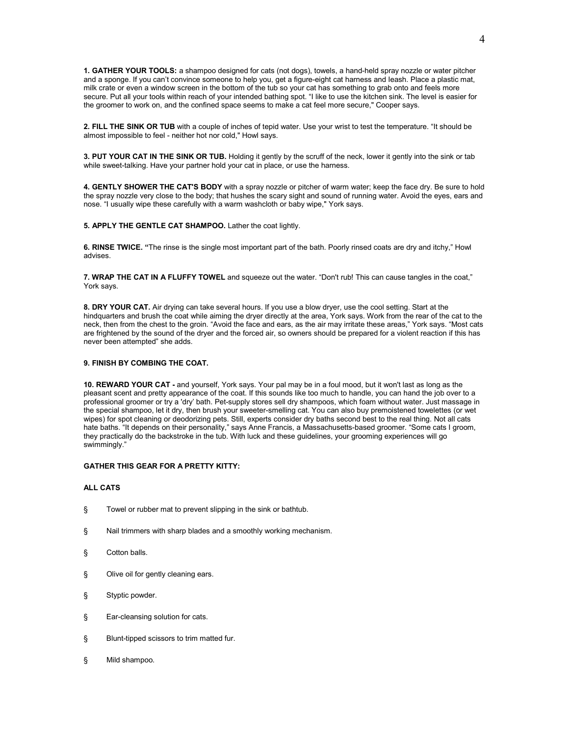**1. GATHER YOUR TOOLS:** a shampoo designed for cats (not dogs), towels, a hand-held spray nozzle or water pitcher and a sponge. If you can't convince someone to help you, get a figure-eight cat harness and leash. Place a plastic mat, milk crate or even a window screen in the bottom of the tub so your cat has something to grab onto and feels more secure. Put all your tools within reach of your intended bathing spot. "I like to use the kitchen sink. The level is easier for the groomer to work on, and the confined space seems to make a cat feel more secure," Cooper says.

**2. FILL THE SINK OR TUB** with a couple of inches of tepid water. Use your wrist to test the temperature. "It should be almost impossible to feel - neither hot nor cold," Howl says.

**3. PUT YOUR CAT IN THE SINK OR TUB.** Holding it gently by the scruff of the neck, lower it gently into the sink or tab while sweet-talking. Have your partner hold your cat in place, or use the harness.

**4. GENTLY SHOWER THE CAT'S BODY** with a spray nozzle or pitcher of warm water; keep the face dry. Be sure to hold the spray nozzle very close to the body; that hushes the scary sight and sound of running water. Avoid the eyes, ears and nose. "I usually wipe these carefully with a warm washcloth or baby wipe," York says.

**5. APPLY THE GENTLE CAT SHAMPOO.** Lather the coat lightly.

**6. RINSE TWICE. "**The rinse is the single most important part of the bath. Poorly rinsed coats are dry and itchy," Howl advises.

**7. WRAP THE CAT IN A FLUFFY TOWEL** and squeeze out the water. "Don't rub! This can cause tangles in the coat," York says.

**8. DRY YOUR CAT.** Air drying can take several hours. If you use a blow dryer, use the cool setting. Start at the hindquarters and brush the coat while aiming the dryer directly at the area, York says. Work from the rear of the cat to the neck, then from the chest to the groin. "Avoid the face and ears, as the air may irritate these areas," York says. "Most cats are frightened by the sound of the dryer and the forced air, so owners should be prepared for a violent reaction if this has never been attempted" she adds.

**9. FINISH BY COMBING THE COAT.**

**10. REWARD YOUR CAT -** and yourself, York says. Your pal may be in a foul mood, but it won't last as long as the pleasant scent and pretty appearance of the coat. If this sounds like too much to handle, you can hand the job over to a professional groomer or try a 'dry' bath. Pet-supply stores sell dry shampoos, which foam without water. Just massage in the special shampoo, let it dry, then brush your sweeter-smelling cat. You can also buy premoistened towelettes (or wet wipes) for spot cleaning or deodorizing pets. Still, experts consider dry baths second best to the real thing. Not all cats hate baths. "It depends on their personality," says Anne Francis, a Massachusetts-based groomer. "Some cats I groom, they practically do the backstroke in the tub. With luck and these guidelines, your grooming experiences will go swimmingly."

**GATHER THIS GEAR FOR A PRETTY KITTY:**

**ALL CATS**

- Towel or rubber mat to prevent slipping in the sink or bathtub.
- Nail trimmers with sharp blades and a smoothly working mechanism.
- Cotton balls.
- Olive oil for gently cleaning ears.
- Styptic powder.
- Ear-cleansing solution for cats.
- Blunt-tipped scissors to trim matted fur.
- Mild shampoo.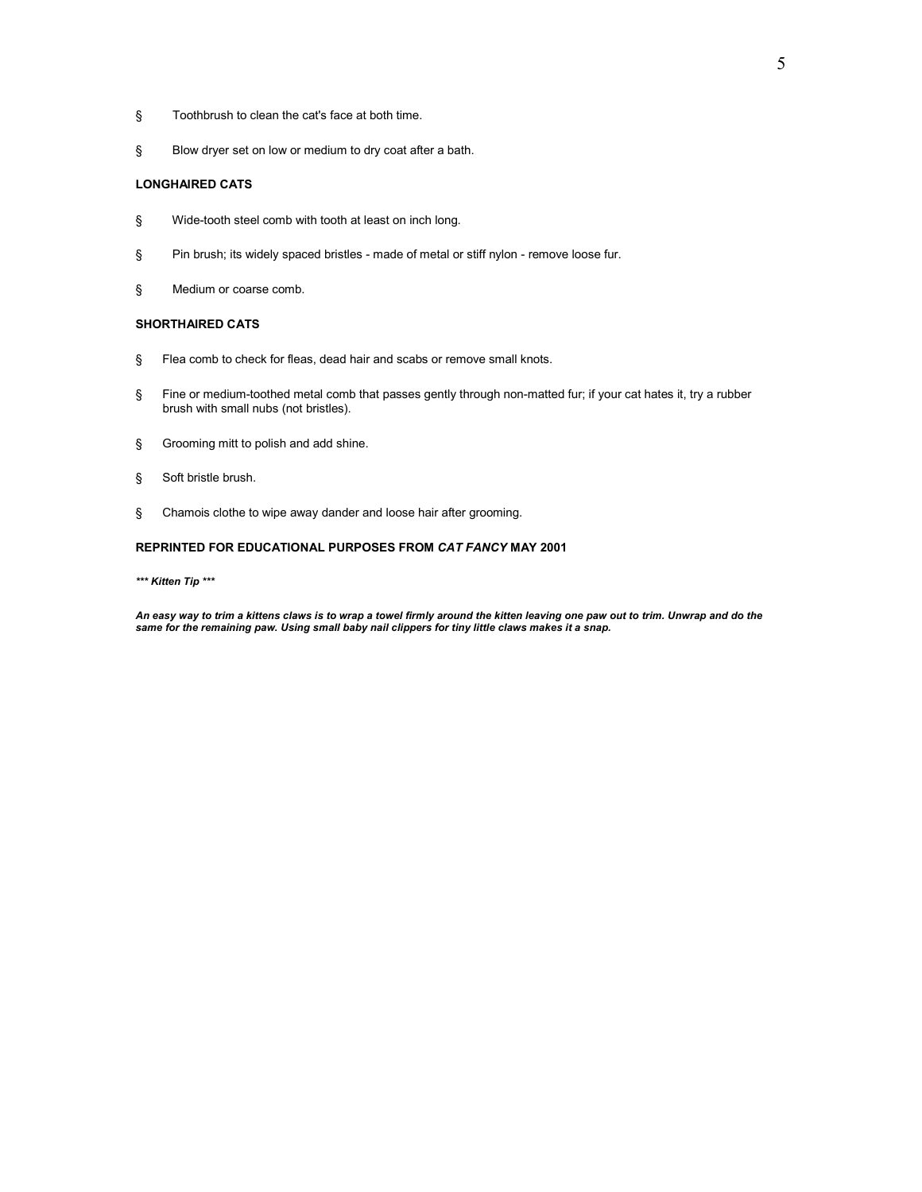- Toothbrush to clean the cat's face at both time.
- Blow dryer set on low or medium to dry coat after a bath.

**LONGHAIRED CATS**

- Wide-tooth steel comb with tooth at least on inch long.
- Pin brush; its widely spaced bristles - made of metal or stiff nylon - remove loose fur.
- Medium or coarse comb.

**SHORTHAIRED CATS**

- Flea comb to check for fleas, dead hair and scabs or remove small knots.
- Fine or medium-toothed metal comb that passes gently through non-matted fur; if your cat hates it, try a rubber brush with small nubs (not bristles).
- Grooming mitt to polish and add shine.
- Soft bristle brush.
- Chamois clothe to wipe away dander and loose hair after grooming.

**REPRINTED FOR EDUCATIONAL PURPOSES FROM *CAT FANCY* MAY 2001**

***\*\*\* Kitten Tip \*\*\****

***An easy way to trim a kittens claws is to wrap a towel firmly around the kitten leaving one paw out to trim. Unwrap and do the same for the remaining paw. Using small baby nail clippers for tiny little claws makes it a snap.***